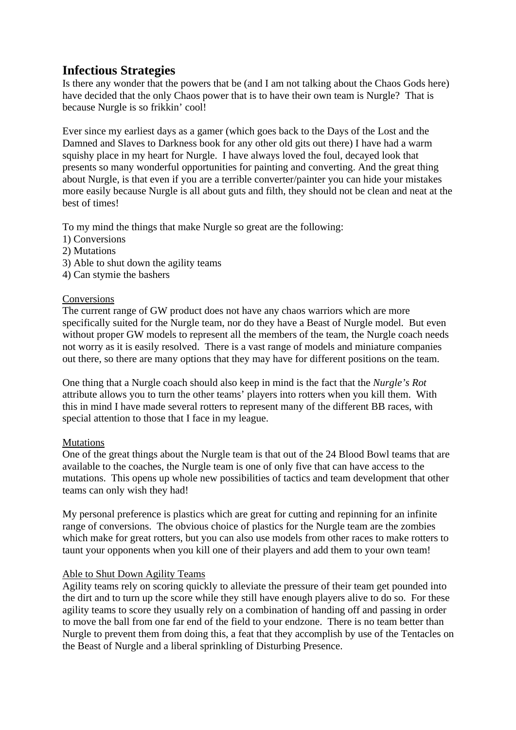# Infectious Strategies

Is there any wonder that the powers that be (and I am not talking about the Chaos Gods here) have decided that the only Chaos power that is to have their own team is Nurgle? That is because Nurgle is so frikkin' cool!

Ever since my earliest days as a gamer (which goes back to the Days of the Lost and the Damned and Slaves to Darkness book for any other old gits out there) I have had a warm squishy place in my heart for Nurgle. I have always loved the foul, decayed look that presents so many wonderful opportunities for painting and converting. And the great thing about Nurgle, is that even if you are a terrible converter/painter you can hide your mistakes more easily because Nurgle is all about guts and filth, they should not be clean and neat at the best of times!

To my mind the things that make Nurgle so great are the following:
1) Conversions
2) Mutations
3) Able to shut down the agility teams
4) Can stymie the bashers

<u>Conversions</u>

The current range of GW product does not have any chaos warriors which are more specifically suited for the Nurgle team, nor do they have a Beast of Nurgle model. But even without proper GW models to represent all the members of the team, the Nurgle coach needs not worry as it is easily resolved. There is a vast range of models and miniature companies out there, so there are many options that they may have for different positions on the team.

One thing that a Nurgle coach should also keep in mind is the fact that the *Nurgle's Rot* attribute allows you to turn the other teams' players into rotters when you kill them. With this in mind I have made several rotters to represent many of the different BB races, with special attention to those that I face in my league.

<u>Mutations</u>

One of the great things about the Nurgle team is that out of the 24 Blood Bowl teams that are available to the coaches, the Nurgle team is one of only five that can have access to the mutations. This opens up whole new possibilities of tactics and team development that other teams can only wish they had!

My personal preference is plastics which are great for cutting and repinning for an infinite range of conversions. The obvious choice of plastics for the Nurgle team are the zombies which make for great rotters, but you can also use models from other races to make rotters to taunt your opponents when you kill one of their players and add them to your own team!

<u>Able to Shut Down Agility Teams</u>

Agility teams rely on scoring quickly to alleviate the pressure of their team get pounded into the dirt and to turn up the score while they still have enough players alive to do so. For these agility teams to score they usually rely on a combination of handing off and passing in order to move the ball from one far end of the field to your endzone. There is no team better than Nurgle to prevent them from doing this, a feat that they accomplish by use of the Tentacles on the Beast of Nurgle and a liberal sprinkling of Disturbing Presence.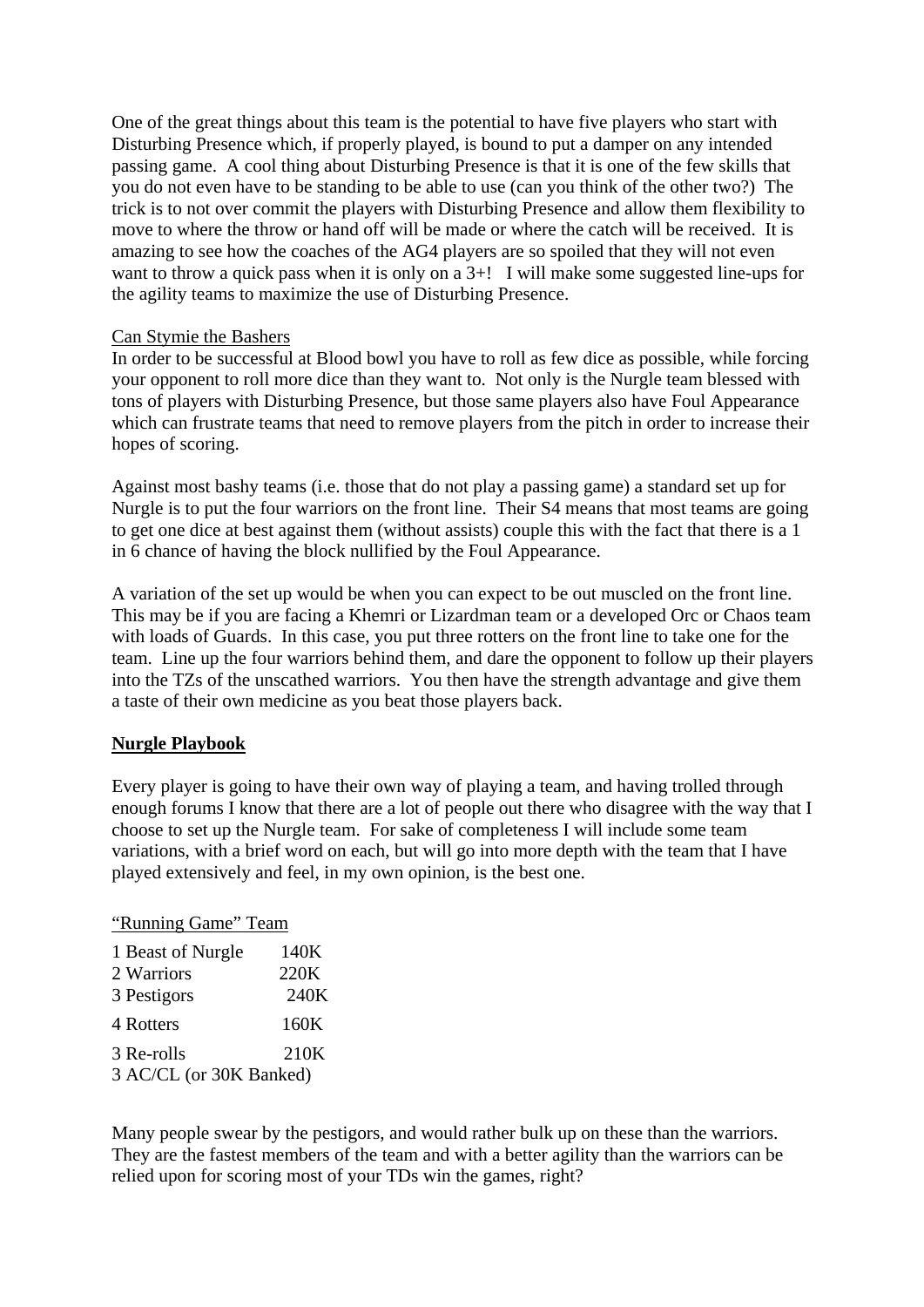One of the great things about this team is the potential to have five players who start with Disturbing Presence which, if properly played, is bound to put a damper on any intended passing game. A cool thing about Disturbing Presence is that it is one of the few skills that you do not even have to be standing to be able to use (can you think of the other two?) The trick is to not over commit the players with Disturbing Presence and allow them flexibility to move to where the throw or hand off will be made or where the catch will be received. It is amazing to see how the coaches of the AG4 players are so spoiled that they will not even want to throw a quick pass when it is only on a 3+! I will make some suggested line-ups for the agility teams to maximize the use of Disturbing Presence.

Can Stymie the Bashers

In order to be successful at Blood bowl you have to roll as few dice as possible, while forcing your opponent to roll more dice than they want to. Not only is the Nurgle team blessed with tons of players with Disturbing Presence, but those same players also have Foul Appearance which can frustrate teams that need to remove players from the pitch in order to increase their hopes of scoring.

Against most bashy teams (i.e. those that do not play a passing game) a standard set up for Nurgle is to put the four warriors on the front line. Their S4 means that most teams are going to get one dice at best against them (without assists) couple this with the fact that there is a 1 in 6 chance of having the block nullified by the Foul Appearance.

A variation of the set up would be when you can expect to be out muscled on the front line. This may be if you are facing a Khemri or Lizardman team or a developed Orc or Chaos team with loads of Guards. In this case, you put three rotters on the front line to take one for the team. Line up the four warriors behind them, and dare the opponent to follow up their players into the TZs of the unscathed warriors. You then have the strength advantage and give them a taste of their own medicine as you beat those players back.

## Nurgle Playbook

Every player is going to have their own way of playing a team, and having trolled through enough forums I know that there are a lot of people out there who disagree with the way that I choose to set up the Nurgle team. For sake of completeness I will include some team variations, with a brief word on each, but will go into more depth with the team that I have played extensively and feel, in my own opinion, is the best one.

"Running Game" Team

| | |
|---|---|
| 1 Beast of Nurgle | 140K |
| 2 Warriors | 220K |
| 3 Pestigors | 240K |
| 4 Rotters | 160K |
| 3 Re-rolls | 210K |
| 3 AC/CL (or 30K Banked) | |

Many people swear by the pestigors, and would rather bulk up on these than the warriors. They are the fastest members of the team and with a better agility than the warriors can be relied upon for scoring most of your TDs win the games, right?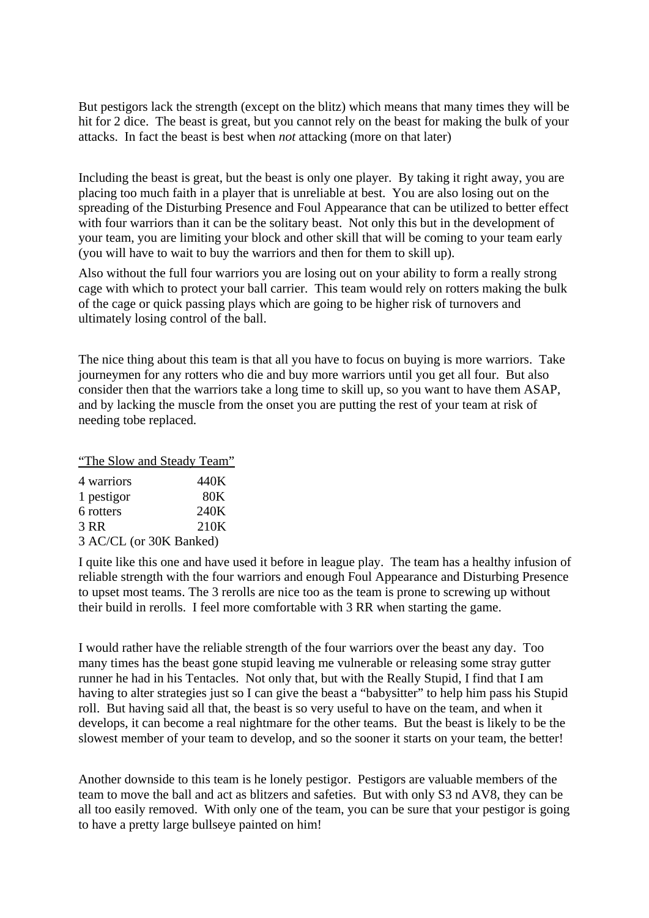But pestigors lack the strength (except on the blitz) which means that many times they will be hit for 2 dice. The beast is great, but you cannot rely on the beast for making the bulk of your attacks. In fact the beast is best when *not* attacking (more on that later)

Including the beast is great, but the beast is only one player. By taking it right away, you are placing too much faith in a player that is unreliable at best. You are also losing out on the spreading of the Disturbing Presence and Foul Appearance that can be utilized to better effect with four warriors than it can be the solitary beast. Not only this but in the development of your team, you are limiting your block and other skill that will be coming to your team early (you will have to wait to buy the warriors and then for them to skill up).

Also without the full four warriors you are losing out on your ability to form a really strong cage with which to protect your ball carrier. This team would rely on rotters making the bulk of the cage or quick passing plays which are going to be higher risk of turnovers and ultimately losing control of the ball.

The nice thing about this team is that all you have to focus on buying is more warriors. Take journeymen for any rotters who die and buy more warriors until you get all four. But also consider then that the warriors take a long time to skill up, so you want to have them ASAP, and by lacking the muscle from the onset you are putting the rest of your team at risk of needing tobe replaced.

<u>"The Slow and Steady Team"</u>

| | |
|---|---|
| 4 warriors | 440K |
| 1 pestigor | 80K |
| 6 rotters | 240K |
| 3 RR | 210K |
| 3 AC/CL (or 30K Banked) | |

I quite like this one and have used it before in league play. The team has a healthy infusion of reliable strength with the four warriors and enough Foul Appearance and Disturbing Presence to upset most teams. The 3 rerolls are nice too as the team is prone to screwing up without their build in rerolls. I feel more comfortable with 3 RR when starting the game.

I would rather have the reliable strength of the four warriors over the beast any day. Too many times has the beast gone stupid leaving me vulnerable or releasing some stray gutter runner he had in his Tentacles. Not only that, but with the Really Stupid, I find that I am having to alter strategies just so I can give the beast a "babysitter" to help him pass his Stupid roll. But having said all that, the beast is so very useful to have on the team, and when it develops, it can become a real nightmare for the other teams. But the beast is likely to be the slowest member of your team to develop, and so the sooner it starts on your team, the better!

Another downside to this team is he lonely pestigor. Pestigors are valuable members of the team to move the ball and act as blitzers and safeties. But with only S3 nd AV8, they can be all too easily removed. With only one of the team, you can be sure that your pestigor is going to have a pretty large bullseye painted on him!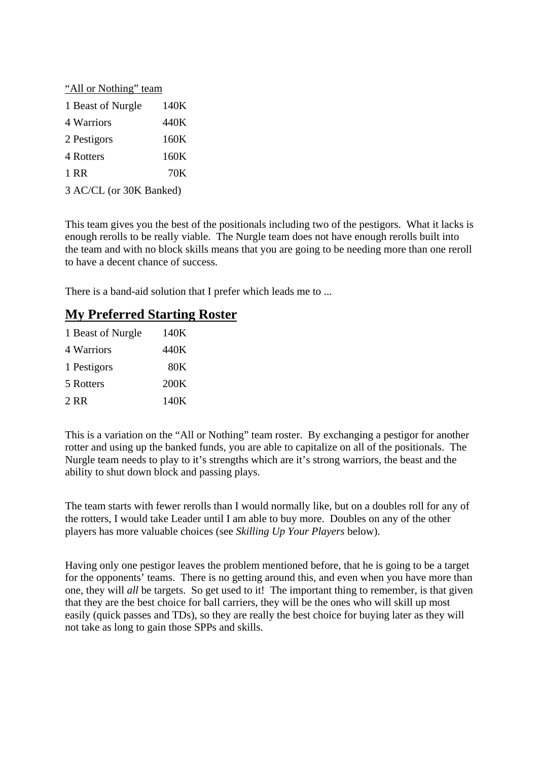<u>"All or Nothing" team</u>

| | |
|---|---|
| 1 Beast of Nurgle | 140K |
| 4 Warriors | 440K |
| 2 Pestigors | 160K |
| 4 Rotters | 160K |
| 1 RR | 70K |
| 3 AC/CL (or 30K Banked) | |

This team gives you the best of the positionals including two of the pestigors. What it lacks is enough rerolls to be really viable. The Nurgle team does not have enough rerolls built into the team and with no block skills means that you are going to be needing more than one reroll to have a decent chance of success.

There is a band-aid solution that I prefer which leads me to ...

## <u>My Preferred Starting Roster</u>

| | |
|---|---|
| 1 Beast of Nurgle | 140K |
| 4 Warriors | 440K |
| 1 Pestigors | 80K |
| 5 Rotters | 200K |
| 2 RR | 140K |

This is a variation on the "All or Nothing" team roster. By exchanging a pestigor for another rotter and using up the banked funds, you are able to capitalize on all of the positionals. The Nurgle team needs to play to it's strengths which are it's strong warriors, the beast and the ability to shut down block and passing plays.

The team starts with fewer rerolls than I would normally like, but on a doubles roll for any of the rotters, I would take Leader until I am able to buy more. Doubles on any of the other players has more valuable choices (see *Skilling Up Your Players* below).

Having only one pestigor leaves the problem mentioned before, that he is going to be a target for the opponents' teams. There is no getting around this, and even when you have more than one, they will *all* be targets. So get used to it! The important thing to remember, is that given that they are the best choice for ball carriers, they will be the ones who will skill up most easily (quick passes and TDs), so they are really the best choice for buying later as they will not take as long to gain those SPPs and skills.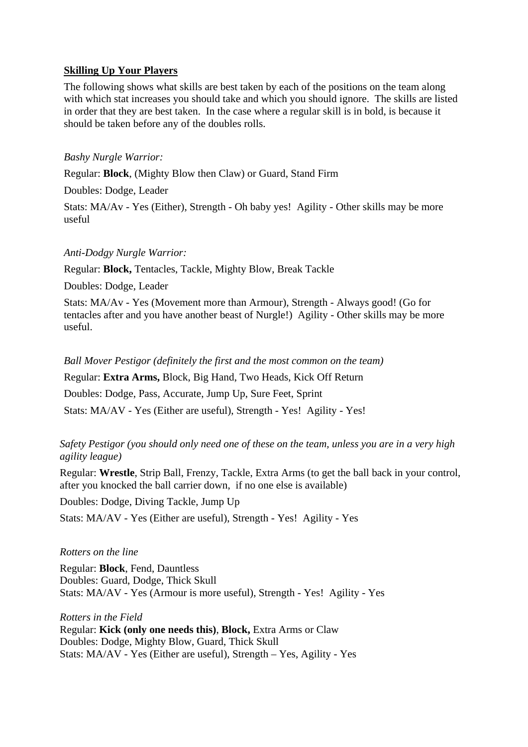**<u>Skilling Up Your Players</u>**

The following shows what skills are best taken by each of the positions on the team along with which stat increases you should take and which you should ignore. The skills are listed in order that they are best taken. In the case where a regular skill is in bold, is because it should be taken before any of the doubles rolls.

*Bashy Nurgle Warrior:*

Regular: **Block**, (Mighty Blow then Claw) or Guard, Stand Firm

Doubles: Dodge, Leader

Stats: MA/Av - Yes (Either), Strength - Oh baby yes! Agility - Other skills may be more useful

*Anti-Dodgy Nurgle Warrior:*

Regular: **Block,** Tentacles, Tackle, Mighty Blow, Break Tackle

Doubles: Dodge, Leader

Stats: MA/Av - Yes (Movement more than Armour), Strength - Always good! (Go for tentacles after and you have another beast of Nurgle!) Agility - Other skills may be more useful.

*Ball Mover Pestigor (definitely the first and the most common on the team)*

Regular: **Extra Arms,** Block, Big Hand, Two Heads, Kick Off Return

Doubles: Dodge, Pass, Accurate, Jump Up, Sure Feet, Sprint

Stats: MA/AV - Yes (Either are useful), Strength - Yes! Agility - Yes!

*Safety Pestigor (you should only need one of these on the team, unless you are in a very high agility league)*

Regular: **Wrestle**, Strip Ball, Frenzy, Tackle, Extra Arms (to get the ball back in your control, after you knocked the ball carrier down, if no one else is available)

Doubles: Dodge, Diving Tackle, Jump Up

Stats: MA/AV - Yes (Either are useful), Strength - Yes! Agility - Yes

*Rotters on the line*

Regular: **Block**, Fend, Dauntless
Doubles: Guard, Dodge, Thick Skull
Stats: MA/AV - Yes (Armour is more useful), Strength - Yes! Agility - Yes

*Rotters in the Field*
Regular: **Kick (only one needs this)**, **Block,** Extra Arms or Claw
Doubles: Dodge, Mighty Blow, Guard, Thick Skull
Stats: MA/AV - Yes (Either are useful), Strength – Yes, Agility - Yes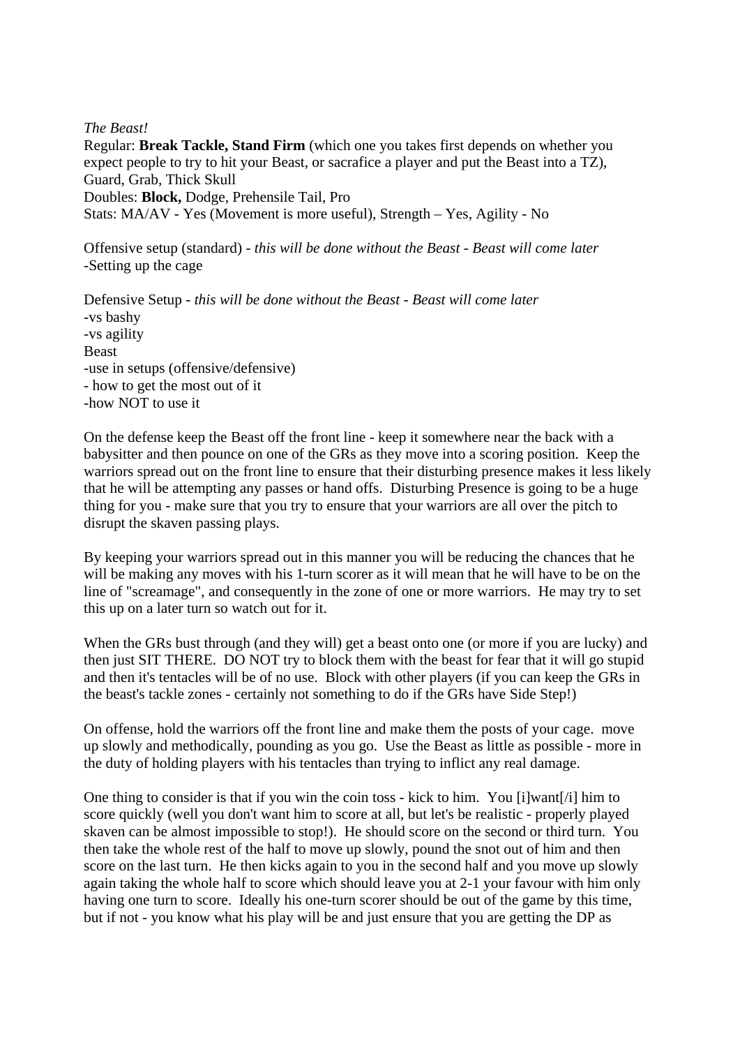*The Beast!*

Regular: **Break Tackle, Stand Firm** (which one you takes first depends on whether you expect people to try to hit your Beast, or sacrafice a player and put the Beast into a TZ), Guard, Grab, Thick Skull

Doubles: **Block,** Dodge, Prehensile Tail, Pro

Stats: MA/AV - Yes (Movement is more useful), Strength – Yes, Agility - No

Offensive setup (standard) - *this will be done without the Beast - Beast will come later*
-Setting up the cage

Defensive Setup - *this will be done without the Beast - Beast will come later*
-vs bashy
-vs agility
Beast
-use in setups (offensive/defensive)
- how to get the most out of it
-how NOT to use it

On the defense keep the Beast off the front line - keep it somewhere near the back with a babysitter and then pounce on one of the GRs as they move into a scoring position. Keep the warriors spread out on the front line to ensure that their disturbing presence makes it less likely that he will be attempting any passes or hand offs. Disturbing Presence is going to be a huge thing for you - make sure that you try to ensure that your warriors are all over the pitch to disrupt the skaven passing plays.

By keeping your warriors spread out in this manner you will be reducing the chances that he will be making any moves with his 1-turn scorer as it will mean that he will have to be on the line of "screamage", and consequently in the zone of one or more warriors. He may try to set this up on a later turn so watch out for it.

When the GRs bust through (and they will) get a beast onto one (or more if you are lucky) and then just SIT THERE. DO NOT try to block them with the beast for fear that it will go stupid and then it's tentacles will be of no use. Block with other players (if you can keep the GRs in the beast's tackle zones - certainly not something to do if the GRs have Side Step!)

On offense, hold the warriors off the front line and make them the posts of your cage. move up slowly and methodically, pounding as you go. Use the Beast as little as possible - more in the duty of holding players with his tentacles than trying to inflict any real damage.

One thing to consider is that if you win the coin toss - kick to him. You [i]want[/i] him to score quickly (well you don't want him to score at all, but let's be realistic - properly played skaven can be almost impossible to stop!). He should score on the second or third turn. You then take the whole rest of the half to move up slowly, pound the snot out of him and then score on the last turn. He then kicks again to you in the second half and you move up slowly again taking the whole half to score which should leave you at 2-1 your favour with him only having one turn to score. Ideally his one-turn scorer should be out of the game by this time, but if not - you know what his play will be and just ensure that you are getting the DP as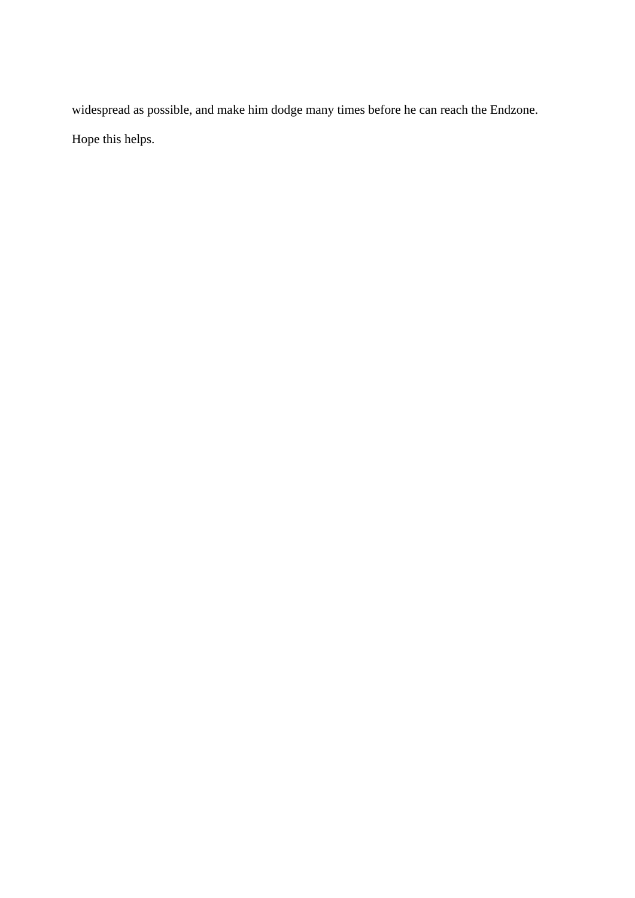widespread as possible, and make him dodge many times before he can reach the Endzone.

Hope this helps.